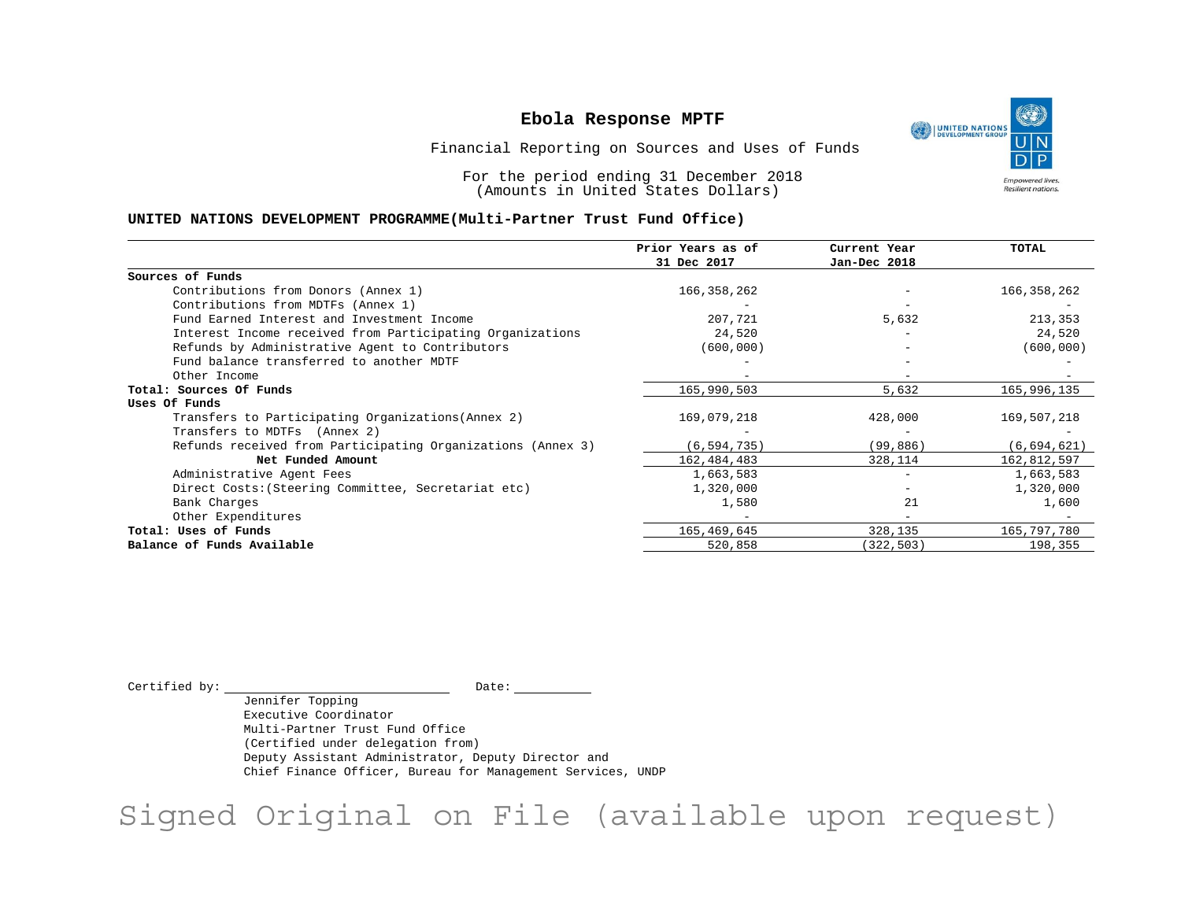# Ebola Response MPTF

Financial Reporting on Sources and Uses of Funds

For the period ending 31 December 2018
(Amounts in United States Dollars)

**UNITED NATIONS DEVELOPMENT PROGRAMME(Multi-Partner Trust Fund Office)**

| | Prior Years as of 31 Dec 2017 | Current Year Jan-Dec 2018 | TOTAL |
|---|---|---|---|
| **Sources of Funds** | | | |
| Contributions from Donors (Annex 1) | 166,358,262 | - | 166,358,262 |
| Contributions from MDTFs (Annex 1) | - | - | - |
| Fund Earned Interest and Investment Income | 207,721 | 5,632 | 213,353 |
| Interest Income received from Participating Organizations | 24,520 | - | 24,520 |
| Refunds by Administrative Agent to Contributors | (600,000) | - | (600,000) |
| Fund balance transferred to another MDTF | - | - | - |
| Other Income | - | - | - |
| **Total: Sources Of Funds** | 165,990,503 | 5,632 | 165,996,135 |
| **Uses Of Funds** | | | |
| Transfers to Participating Organizations(Annex 2) | 169,079,218 | 428,000 | 169,507,218 |
| Transfers to MDTFs (Annex 2) | - | - | - |
| Refunds received from Participating Organizations (Annex 3) | (6,594,735) | (99,886) | (6,694,621) |
| **Net Funded Amount** | 162,484,483 | 328,114 | 162,812,597 |
| Administrative Agent Fees | 1,663,583 | - | 1,663,583 |
| Direct Costs:(Steering Committee, Secretariat etc) | 1,320,000 | - | 1,320,000 |
| Bank Charges | 1,580 | 21 | 1,600 |
| Other Expenditures | - | - | - |
| **Total: Uses of Funds** | 165,469,645 | 328,135 | 165,797,780 |
| **Balance of Funds Available** | 520,858 | (322,503) | 198,355 |

Certified by: ____________________ Date: __________

Jennifer Topping
Executive Coordinator
Multi-Partner Trust Fund Office
(Certified under delegation from)
Deputy Assistant Administrator, Deputy Director and
Chief Finance Officer, Bureau for Management Services, UNDP

Signed Original on File (available upon request)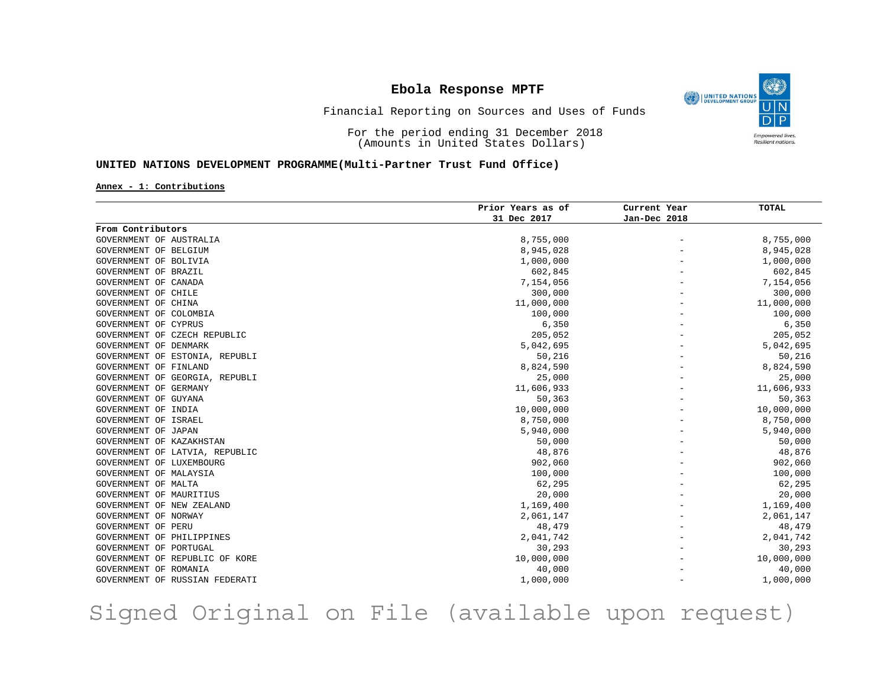# Ebola Response MPTF

Financial Reporting on Sources and Uses of Funds

For the period ending 31 December 2018
(Amounts in United States Dollars)

## UNITED NATIONS DEVELOPMENT PROGRAMME(Multi-Partner Trust Fund Office)

**Annex - 1: Contributions**

| | Prior Years as of 31 Dec 2017 | Current Year Jan-Dec 2018 | TOTAL |
|---|---|---|---|
| **From Contributors** | | | |
| GOVERNMENT OF AUSTRALIA | 8,755,000 | - | 8,755,000 |
| GOVERNMENT OF BELGIUM | 8,945,028 | - | 8,945,028 |
| GOVERNMENT OF BOLIVIA | 1,000,000 | - | 1,000,000 |
| GOVERNMENT OF BRAZIL | 602,845 | - | 602,845 |
| GOVERNMENT OF CANADA | 7,154,056 | - | 7,154,056 |
| GOVERNMENT OF CHILE | 300,000 | - | 300,000 |
| GOVERNMENT OF CHINA | 11,000,000 | - | 11,000,000 |
| GOVERNMENT OF COLOMBIA | 100,000 | - | 100,000 |
| GOVERNMENT OF CYPRUS | 6,350 | - | 6,350 |
| GOVERNMENT OF CZECH REPUBLIC | 205,052 | - | 205,052 |
| GOVERNMENT OF DENMARK | 5,042,695 | - | 5,042,695 |
| GOVERNMENT OF ESTONIA, REPUBLI | 50,216 | - | 50,216 |
| GOVERNMENT OF FINLAND | 8,824,590 | - | 8,824,590 |
| GOVERNMENT OF GEORGIA, REPUBLI | 25,000 | - | 25,000 |
| GOVERNMENT OF GERMANY | 11,606,933 | - | 11,606,933 |
| GOVERNMENT OF GUYANA | 50,363 | - | 50,363 |
| GOVERNMENT OF INDIA | 10,000,000 | - | 10,000,000 |
| GOVERNMENT OF ISRAEL | 8,750,000 | - | 8,750,000 |
| GOVERNMENT OF JAPAN | 5,940,000 | - | 5,940,000 |
| GOVERNMENT OF KAZAKHSTAN | 50,000 | - | 50,000 |
| GOVERNMENT OF LATVIA, REPUBLIC | 48,876 | - | 48,876 |
| GOVERNMENT OF LUXEMBOURG | 902,060 | - | 902,060 |
| GOVERNMENT OF MALAYSIA | 100,000 | - | 100,000 |
| GOVERNMENT OF MALTA | 62,295 | - | 62,295 |
| GOVERNMENT OF MAURITIUS | 20,000 | - | 20,000 |
| GOVERNMENT OF NEW ZEALAND | 1,169,400 | - | 1,169,400 |
| GOVERNMENT OF NORWAY | 2,061,147 | - | 2,061,147 |
| GOVERNMENT OF PERU | 48,479 | - | 48,479 |
| GOVERNMENT OF PHILIPPINES | 2,041,742 | - | 2,041,742 |
| GOVERNMENT OF PORTUGAL | 30,293 | - | 30,293 |
| GOVERNMENT OF REPUBLIC OF KORE | 10,000,000 | - | 10,000,000 |
| GOVERNMENT OF ROMANIA | 40,000 | - | 40,000 |
| GOVERNMENT OF RUSSIAN FEDERATI | 1,000,000 | - | 1,000,000 |

Signed Original on File (available upon request)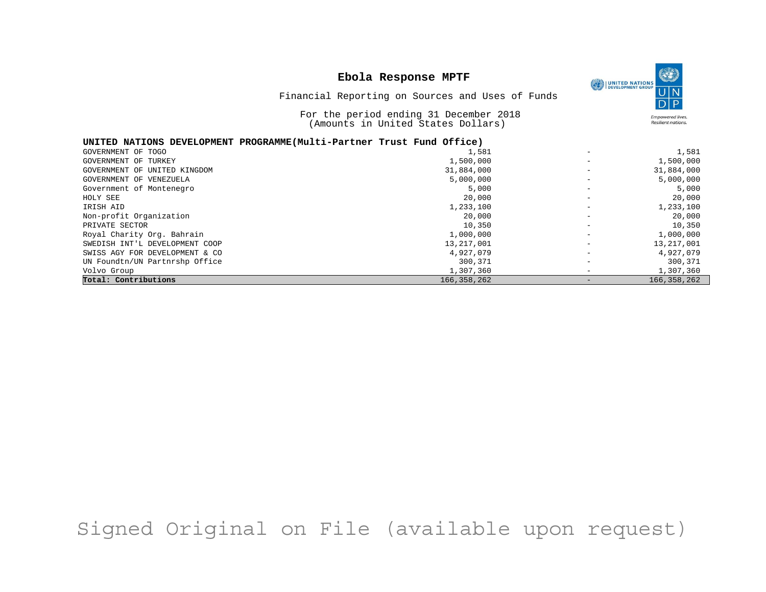**Ebola Response MPTF**

Financial Reporting on Sources and Uses of Funds

For the period ending 31 December 2018
(Amounts in United States Dollars)

| UNITED NATIONS DEVELOPMENT PROGRAMME(Multi-Partner Trust Fund Office) | | | |
|---|---|---|---|
| GOVERNMENT OF TOGO | 1,581 | - | 1,581 |
| GOVERNMENT OF TURKEY | 1,500,000 | - | 1,500,000 |
| GOVERNMENT OF UNITED KINGDOM | 31,884,000 | - | 31,884,000 |
| GOVERNMENT OF VENEZUELA | 5,000,000 | - | 5,000,000 |
| Government of Montenegro | 5,000 | - | 5,000 |
| HOLY SEE | 20,000 | - | 20,000 |
| IRISH AID | 1,233,100 | - | 1,233,100 |
| Non-profit Organization | 20,000 | - | 20,000 |
| PRIVATE SECTOR | 10,350 | - | 10,350 |
| Royal Charity Org. Bahrain | 1,000,000 | - | 1,000,000 |
| SWEDISH INT'L DEVELOPMENT COOP | 13,217,001 | - | 13,217,001 |
| SWISS AGY FOR DEVELOPMENT & CO | 4,927,079 | - | 4,927,079 |
| UN Foundtn/UN Partnrshp Office | 300,371 | - | 300,371 |
| Volvo Group | 1,307,360 | - | 1,307,360 |
| **Total: Contributions** | 166,358,262 | - | 166,358,262 |

Signed Original on File (available upon request)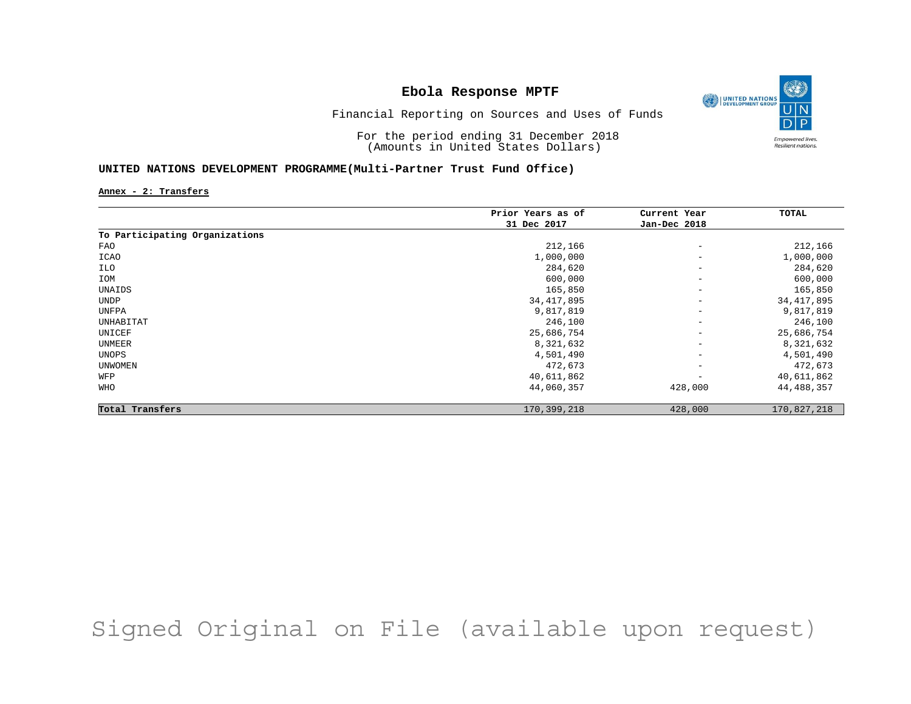# Ebola Response MPTF

Financial Reporting on Sources and Uses of Funds

For the period ending 31 December 2018
(Amounts in United States Dollars)

**UNITED NATIONS DEVELOPMENT PROGRAMME(Multi-Partner Trust Fund Office)**

**Annex - 2: Transfers**

| | Prior Years as of 31 Dec 2017 | Current Year Jan-Dec 2018 | TOTAL |
|---|---|---|---|
| **To Participating Organizations** | | | |
| FAO | 212,166 | - | 212,166 |
| ICAO | 1,000,000 | - | 1,000,000 |
| ILO | 284,620 | - | 284,620 |
| IOM | 600,000 | - | 600,000 |
| UNAIDS | 165,850 | - | 165,850 |
| UNDP | 34,417,895 | - | 34,417,895 |
| UNFPA | 9,817,819 | - | 9,817,819 |
| UNHABITAT | 246,100 | - | 246,100 |
| UNICEF | 25,686,754 | - | 25,686,754 |
| UNMEER | 8,321,632 | - | 8,321,632 |
| UNOPS | 4,501,490 | - | 4,501,490 |
| UNWOMEN | 472,673 | - | 472,673 |
| WFP | 40,611,862 | - | 40,611,862 |
| WHO | 44,060,357 | 428,000 | 44,488,357 |
| **Total Transfers** | 170,399,218 | 428,000 | 170,827,218 |

Signed Original on File (available upon request)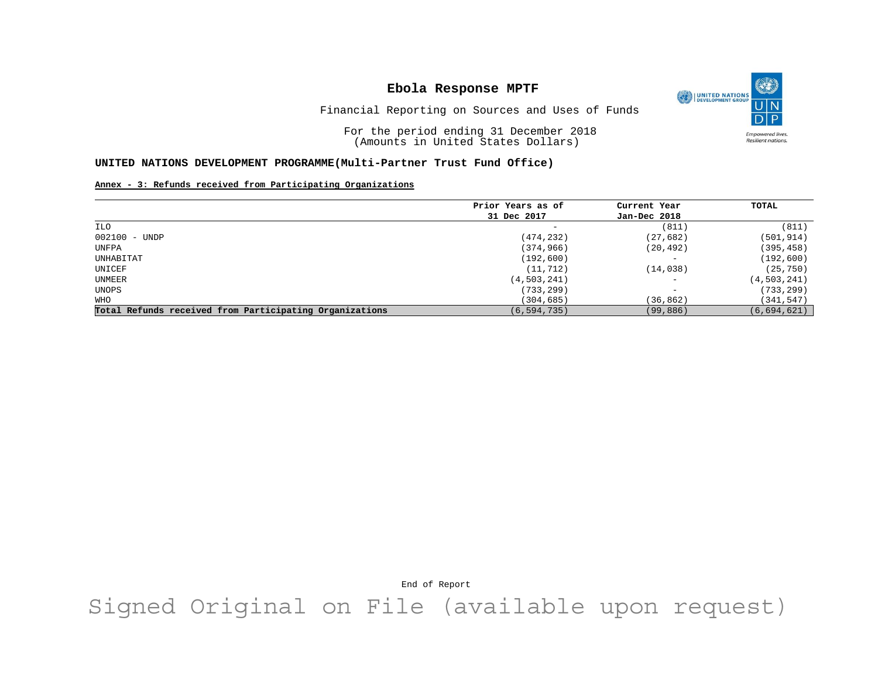# Ebola Response MPTF

Financial Reporting on Sources and Uses of Funds

For the period ending 31 December 2018
(Amounts in United States Dollars)

**UNITED NATIONS DEVELOPMENT PROGRAMME(Multi-Partner Trust Fund Office)**

**Annex - 3: Refunds received from Participating Organizations**

| | Prior Years as of 31 Dec 2017 | Current Year Jan-Dec 2018 | TOTAL |
|---|---|---|---|
| ILO | - | (811) | (811) |
| 002100 - UNDP | (474,232) | (27,682) | (501,914) |
| UNFPA | (374,966) | (20,492) | (395,458) |
| UNHABITAT | (192,600) | - | (192,600) |
| UNICEF | (11,712) | (14,038) | (25,750) |
| UNMEER | (4,503,241) | - | (4,503,241) |
| UNOPS | (733,299) | - | (733,299) |
| WHO | (304,685) | (36,862) | (341,547) |
| **Total Refunds received from Participating Organizations** | (6,594,735) | (99,886) | (6,694,621) |

End of Report

Signed Original on File (available upon request)